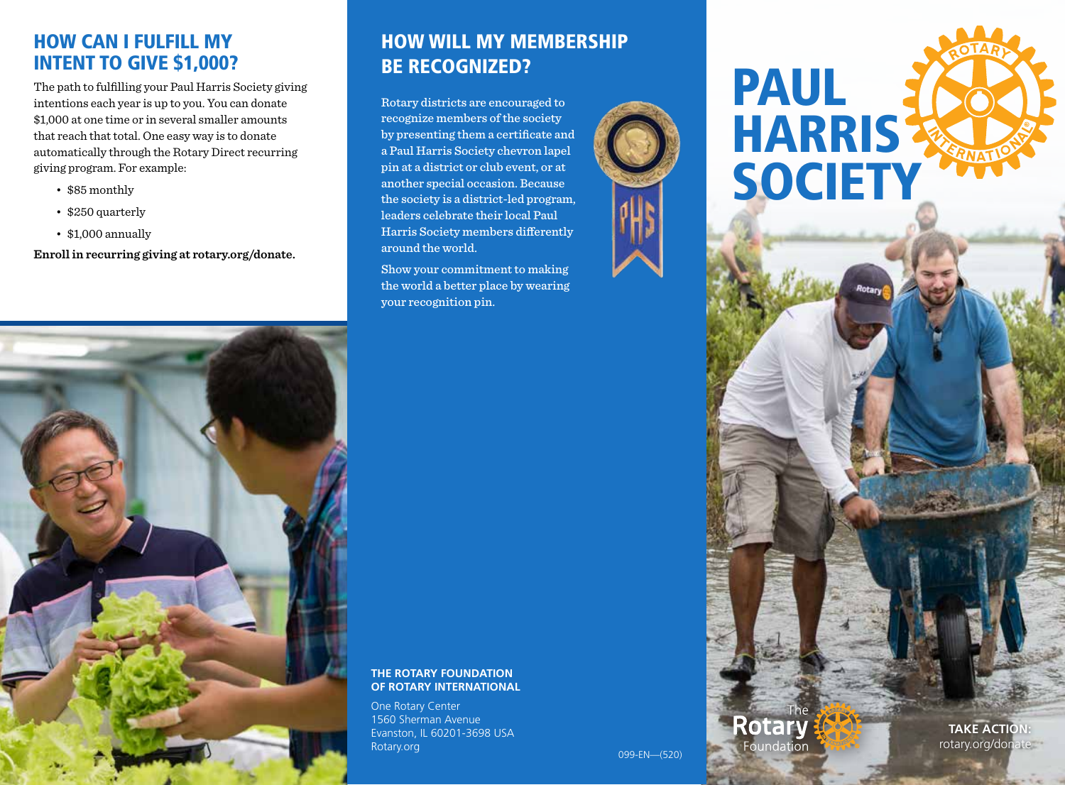## HOW CAN I FULFILL MY INTENT TO GIVE $1,000?

The path to fulfilling your Paul Harris Society giving intentions each year is up to you. You can donate $1,000 at one time or in several smaller amounts that reach that total. One easy way is to donate automatically through the Rotary Direct recurring giving program. For example:

- $85 monthly
- $250 quarterly
- $1,000 annually

**Enroll in recurring giving at rotary.org/donate.**

## HOW WILL MY MEMBERSHIP BE RECOGNIZED?

Rotary districts are encouraged to recognize members of the society by presenting them a certificate and a Paul Harris Society chevron lapel pin at a district or club event, or at another special occasion. Because the society is a district-led program, leaders celebrate their local Paul Harris Society members differently around the world.

Show your commitment to making the world a better place by wearing your recognition pin.

**THE ROTARY FOUNDATION OF ROTARY INTERNATIONAL**

One Rotary Center
1560 Sherman Avenue
Evanston, IL 60201-3698 USA
Rotary.org

099-EN—(520)

# PAUL HARRIS SOCIETY

The Rotary Foundation

**TAKE ACTION:**
rotary.org/donate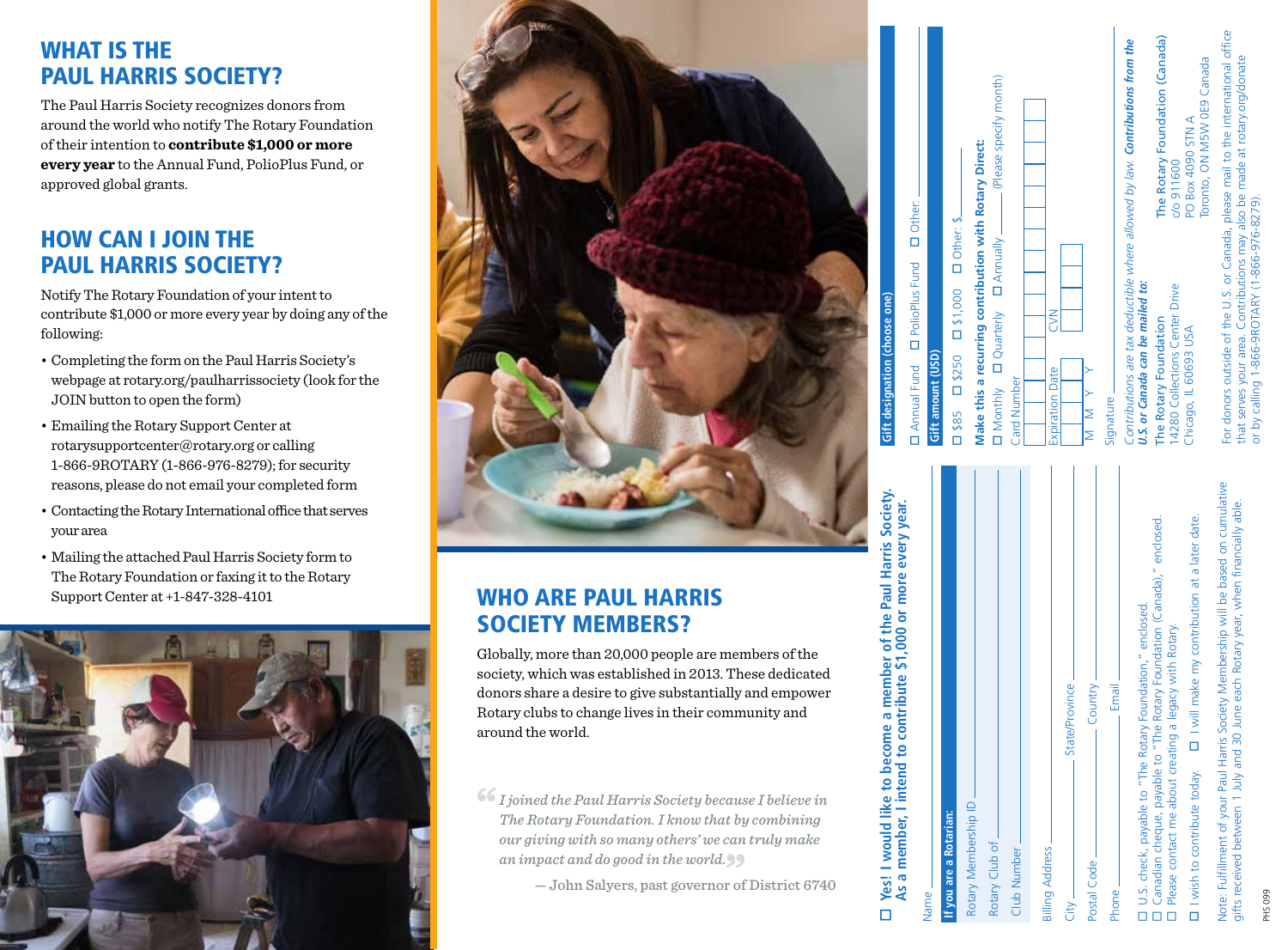## WHAT IS THE PAUL HARRIS SOCIETY?

The Paul Harris Society recognizes donors from around the world who notify The Rotary Foundation of their intention to **contribute $1,000 or more every year** to the Annual Fund, PolioPlus Fund, or approved global grants.

## HOW CAN I JOIN THE PAUL HARRIS SOCIETY?

Notify The Rotary Foundation of your intent to contribute $1,000 or more every year by doing any of the following:

- Completing the form on the Paul Harris Society's webpage at rotary.org/paulharrissociety (look for the JOIN button to open the form)
- Emailing the Rotary Support Center at rotarysupportcenter@rotary.org or calling 1-866-9ROTARY (1-866-976-8279); for security reasons, please do not email your completed form
- Contacting the Rotary International office that serves your area
- Mailing the attached Paul Harris Society form to The Rotary Foundation or faxing it to the Rotary Support Center at +1-847-328-4101

## WHO ARE PAUL HARRIS SOCIETY MEMBERS?

Globally, more than 20,000 people are members of the society, which was established in 2013. These dedicated donors share a desire to give substantially and empower Rotary clubs to change lives in their community and around the world.

> *"I joined the Paul Harris Society because I believe in The Rotary Foundation. I know that by combining our giving with so many others' we can truly make an impact and do good in the world."*
>
> — John Salyers, past governor of District 6740

---

☐ **Yes! I would like to become a member of the Paul Harris Society. As a member, I intend to contribute $1,000 or more every year.**

Name ______

**If you are a Rotarian:**

Rotary Membership ID ______

Rotary Club of ______

Club Number ______

Billing Address ______

City ______ State/Province ______

Postal Code ______ Country ______

Phone ______ Email ______

☐ U.S. check, payable to "The Rotary Foundation," enclosed.
☐ Canadian cheque, payable to "The Rotary Foundation (Canada)," enclosed.
☐ Please contact me about creating a legacy with Rotary.

☐ I wish to contribute today. ☐ I will make my contribution at a later date.

Note: Fulfillment of your Paul Harris Society Membership will be based on cumulative gifts received between 1 July and 30 June each Rotary year, when financially able.

**Gift designation (choose one)**

☐ Annual Fund ☐ PolioPlus Fund ☐ Other: ______

**Gift amount (USD)**

☐ $85 ☐ $250 ☐ $1,000 ☐ Other: $ ______

**Make this a recurring contribution with Rotary Direct:**

☐ Monthly ☐ Quarterly ☐ Annually ______ (Please specify month)

Card Number ______

Expiration Date M M Y Y CVN ______

Signature ______

*Contributions are tax deductible where allowed by law.* ***Contributions from the U.S. or Canada can be mailed to:***

**The Rotary Foundation**
14280 Collections Center Drive
Chicago, IL 60693 USA

**The Rotary Foundation (Canada)**
c/o 911600
PO Box 4090 STN A
Toronto, ON M5W 0E9 Canada

For donors outside of the U.S. or Canada, please mail to the international office that serves your area. Contributions may also be made at rotary.org/donate or by calling 1-866-9ROTARY (1-866-976-8279).

PHS 099